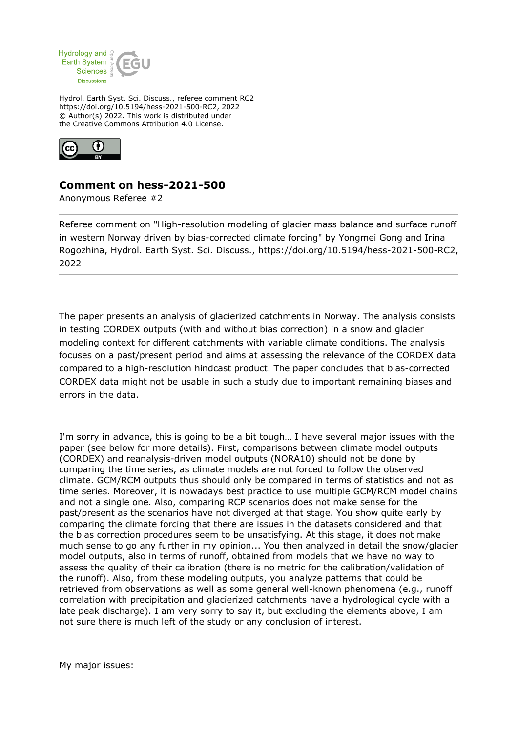Hydrol. Earth Syst. Sci. Discuss., referee comment RC2
https://doi.org/10.5194/hess-2021-500-RC2, 2022
© Author(s) 2022. This work is distributed under
the Creative Commons Attribution 4.0 License.

## Comment on hess-2021-500

Anonymous Referee #2

Referee comment on "High-resolution modeling of glacier mass balance and surface runoff in western Norway driven by bias-corrected climate forcing" by Yongmei Gong and Irina Rogozhina, Hydrol. Earth Syst. Sci. Discuss., https://doi.org/10.5194/hess-2021-500-RC2, 2022

---

The paper presents an analysis of glacierized catchments in Norway. The analysis consists in testing CORDEX outputs (with and without bias correction) in a snow and glacier modeling context for different catchments with variable climate conditions. The analysis focuses on a past/present period and aims at assessing the relevance of the CORDEX data compared to a high-resolution hindcast product. The paper concludes that bias-corrected CORDEX data might not be usable in such a study due to important remaining biases and errors in the data.

I'm sorry in advance, this is going to be a bit tough… I have several major issues with the paper (see below for more details). First, comparisons between climate model outputs (CORDEX) and reanalysis-driven model outputs (NORA10) should not be done by comparing the time series, as climate models are not forced to follow the observed climate. GCM/RCM outputs thus should only be compared in terms of statistics and not as time series. Moreover, it is nowadays best practice to use multiple GCM/RCM model chains and not a single one. Also, comparing RCP scenarios does not make sense for the past/present as the scenarios have not diverged at that stage. You show quite early by comparing the climate forcing that there are issues in the datasets considered and that the bias correction procedures seem to be unsatisfying. At this stage, it does not make much sense to go any further in my opinion... You then analyzed in detail the snow/glacier model outputs, also in terms of runoff, obtained from models that we have no way to assess the quality of their calibration (there is no metric for the calibration/validation of the runoff). Also, from these modeling outputs, you analyze patterns that could be retrieved from observations as well as some general well-known phenomena (e.g., runoff correlation with precipitation and glacierized catchments have a hydrological cycle with a late peak discharge). I am very sorry to say it, but excluding the elements above, I am not sure there is much left of the study or any conclusion of interest.

My major issues: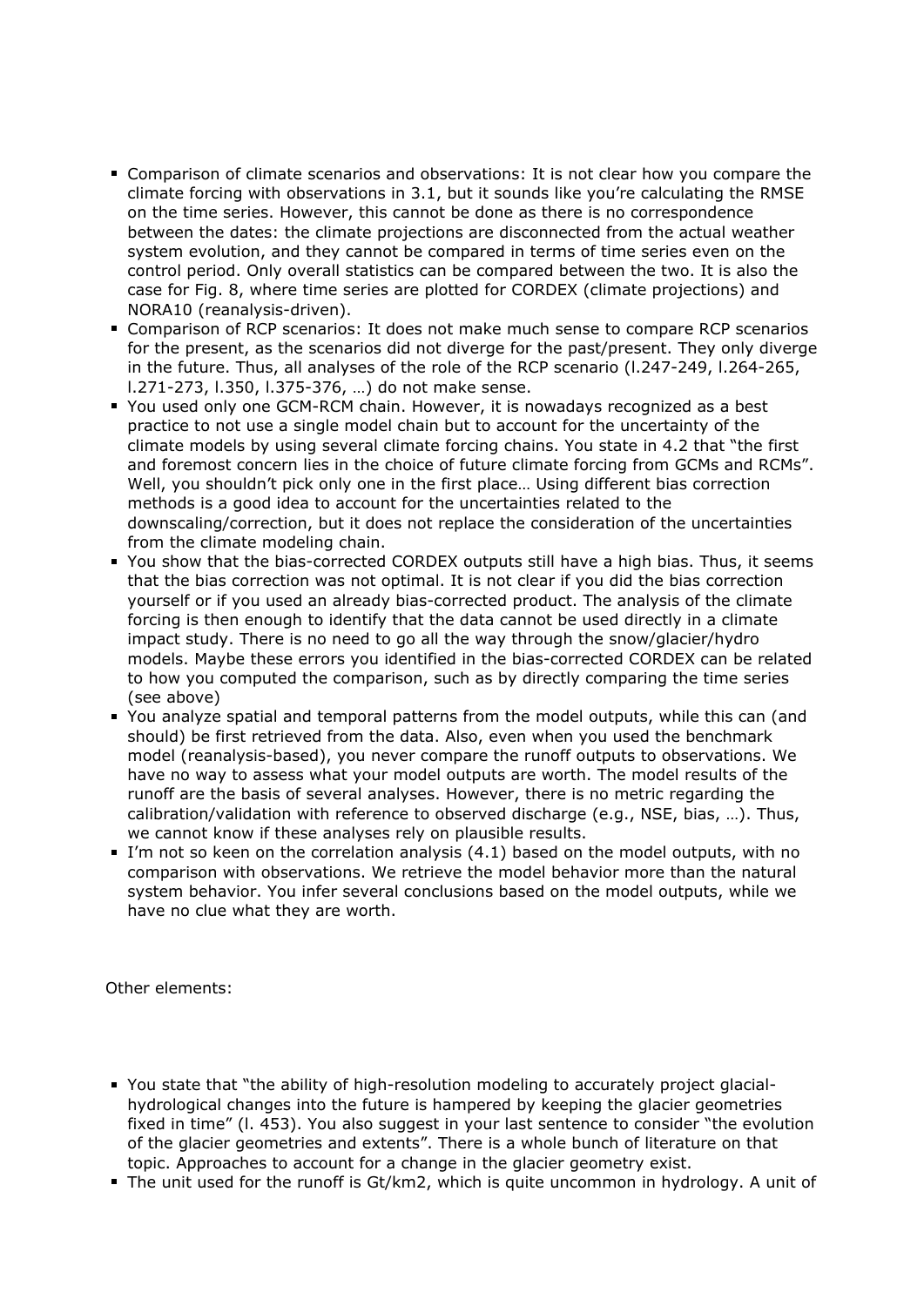- Comparison of climate scenarios and observations: It is not clear how you compare the climate forcing with observations in 3.1, but it sounds like you're calculating the RMSE on the time series. However, this cannot be done as there is no correspondence between the dates: the climate projections are disconnected from the actual weather system evolution, and they cannot be compared in terms of time series even on the control period. Only overall statistics can be compared between the two. It is also the case for Fig. 8, where time series are plotted for CORDEX (climate projections) and NORA10 (reanalysis-driven).
- Comparison of RCP scenarios: It does not make much sense to compare RCP scenarios for the present, as the scenarios did not diverge for the past/present. They only diverge in the future. Thus, all analyses of the role of the RCP scenario (l.247-249, l.264-265, l.271-273, l.350, l.375-376, …) do not make sense.
- You used only one GCM-RCM chain. However, it is nowadays recognized as a best practice to not use a single model chain but to account for the uncertainty of the climate models by using several climate forcing chains. You state in 4.2 that "the first and foremost concern lies in the choice of future climate forcing from GCMs and RCMs". Well, you shouldn't pick only one in the first place… Using different bias correction methods is a good idea to account for the uncertainties related to the downscaling/correction, but it does not replace the consideration of the uncertainties from the climate modeling chain.
- You show that the bias-corrected CORDEX outputs still have a high bias. Thus, it seems that the bias correction was not optimal. It is not clear if you did the bias correction yourself or if you used an already bias-corrected product. The analysis of the climate forcing is then enough to identify that the data cannot be used directly in a climate impact study. There is no need to go all the way through the snow/glacier/hydro models. Maybe these errors you identified in the bias-corrected CORDEX can be related to how you computed the comparison, such as by directly comparing the time series (see above)
- You analyze spatial and temporal patterns from the model outputs, while this can (and should) be first retrieved from the data. Also, even when you used the benchmark model (reanalysis-based), you never compare the runoff outputs to observations. We have no way to assess what your model outputs are worth. The model results of the runoff are the basis of several analyses. However, there is no metric regarding the calibration/validation with reference to observed discharge (e.g., NSE, bias, …). Thus, we cannot know if these analyses rely on plausible results.
- I'm not so keen on the correlation analysis (4.1) based on the model outputs, with no comparison with observations. We retrieve the model behavior more than the natural system behavior. You infer several conclusions based on the model outputs, while we have no clue what they are worth.

Other elements:

- You state that "the ability of high-resolution modeling to accurately project glacial-hydrological changes into the future is hampered by keeping the glacier geometries fixed in time" (l. 453). You also suggest in your last sentence to consider "the evolution of the glacier geometries and extents". There is a whole bunch of literature on that topic. Approaches to account for a change in the glacier geometry exist.
- The unit used for the runoff is Gt/km2, which is quite uncommon in hydrology. A unit of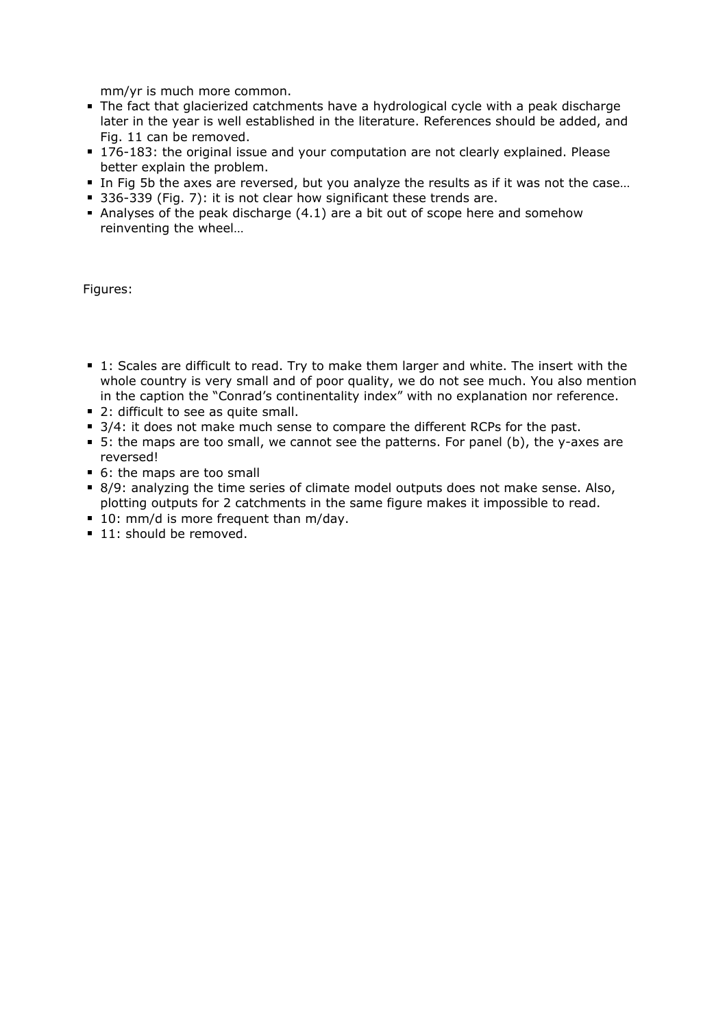mm/yr is much more common.

- The fact that glacierized catchments have a hydrological cycle with a peak discharge later in the year is well established in the literature. References should be added, and Fig. 11 can be removed.
- 176-183: the original issue and your computation are not clearly explained. Please better explain the problem.
- In Fig 5b the axes are reversed, but you analyze the results as if it was not the case…
- 336-339 (Fig. 7): it is not clear how significant these trends are.
- Analyses of the peak discharge (4.1) are a bit out of scope here and somehow reinventing the wheel…

Figures:

- 1: Scales are difficult to read. Try to make them larger and white. The insert with the whole country is very small and of poor quality, we do not see much. You also mention in the caption the "Conrad's continentality index" with no explanation nor reference.
- 2: difficult to see as quite small.
- 3/4: it does not make much sense to compare the different RCPs for the past.
- 5: the maps are too small, we cannot see the patterns. For panel (b), the y-axes are reversed!
- 6: the maps are too small
- 8/9: analyzing the time series of climate model outputs does not make sense. Also, plotting outputs for 2 catchments in the same figure makes it impossible to read.
- 10: mm/d is more frequent than m/day.
- 11: should be removed.